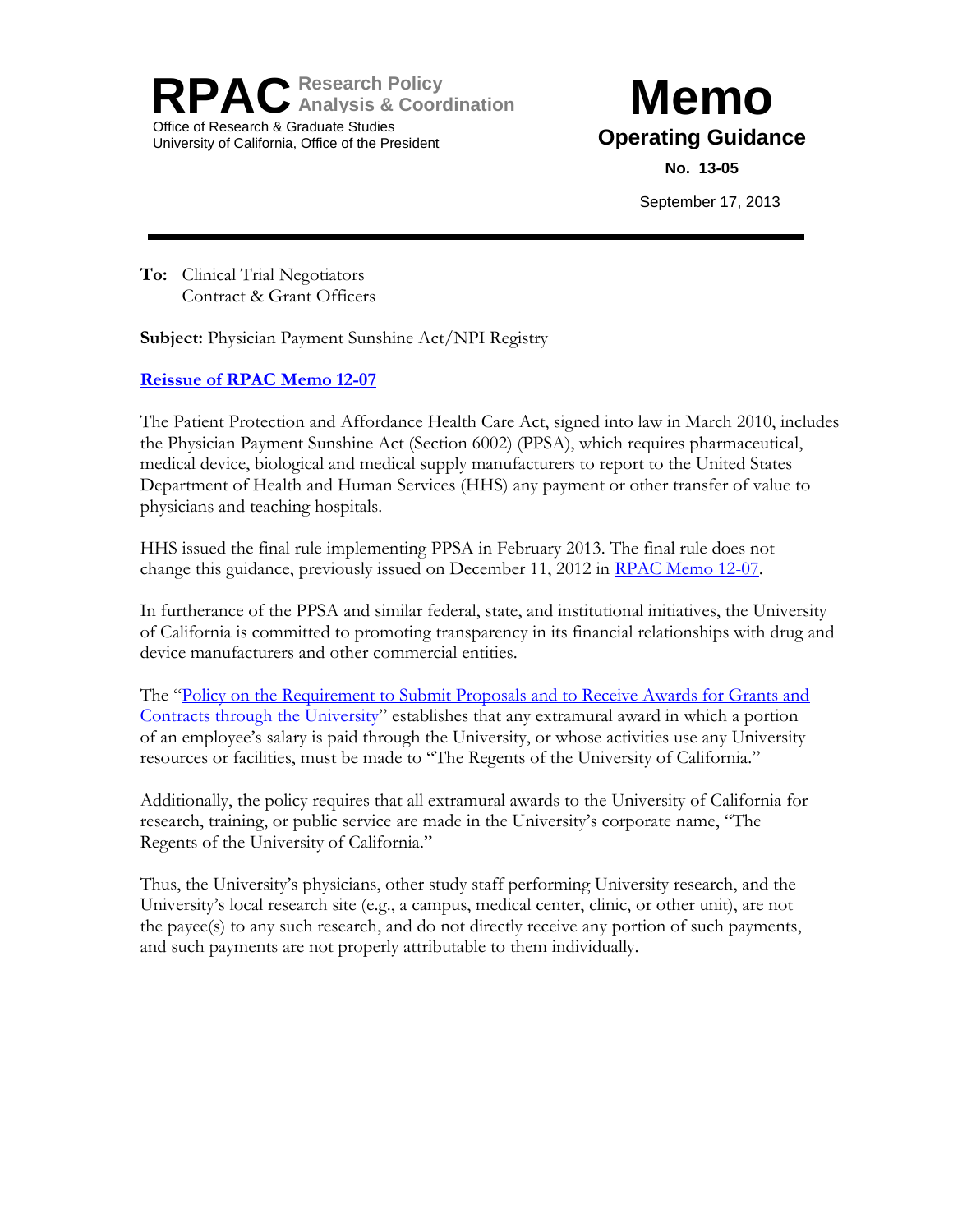**RPAC** Research Policy Analysis & Coordination
Office of Research & Graduate Studies
University of California, Office of the President

# Memo

## Operating Guidance

**No. 13-05**

September 17, 2013

---

**To:** Clinical Trial Negotiators
Contract & Grant Officers

**Subject:** Physician Payment Sunshine Act/NPI Registry

**Reissue of RPAC Memo 12-07**

The Patient Protection and Affordance Health Care Act, signed into law in March 2010, includes the Physician Payment Sunshine Act (Section 6002) (PPSA), which requires pharmaceutical, medical device, biological and medical supply manufacturers to report to the United States Department of Health and Human Services (HHS) any payment or other transfer of value to physicians and teaching hospitals.

HHS issued the final rule implementing PPSA in February 2013. The final rule does not change this guidance, previously issued on December 11, 2012 in RPAC Memo 12-07.

In furtherance of the PPSA and similar federal, state, and institutional initiatives, the University of California is committed to promoting transparency in its financial relationships with drug and device manufacturers and other commercial entities.

The "Policy on the Requirement to Submit Proposals and to Receive Awards for Grants and Contracts through the University" establishes that any extramural award in which a portion of an employee's salary is paid through the University, or whose activities use any University resources or facilities, must be made to "The Regents of the University of California."

Additionally, the policy requires that all extramural awards to the University of California for research, training, or public service are made in the University's corporate name, "The Regents of the University of California."

Thus, the University's physicians, other study staff performing University research, and the University's local research site (e.g., a campus, medical center, clinic, or other unit), are not the payee(s) to any such research, and do not directly receive any portion of such payments, and such payments are not properly attributable to them individually.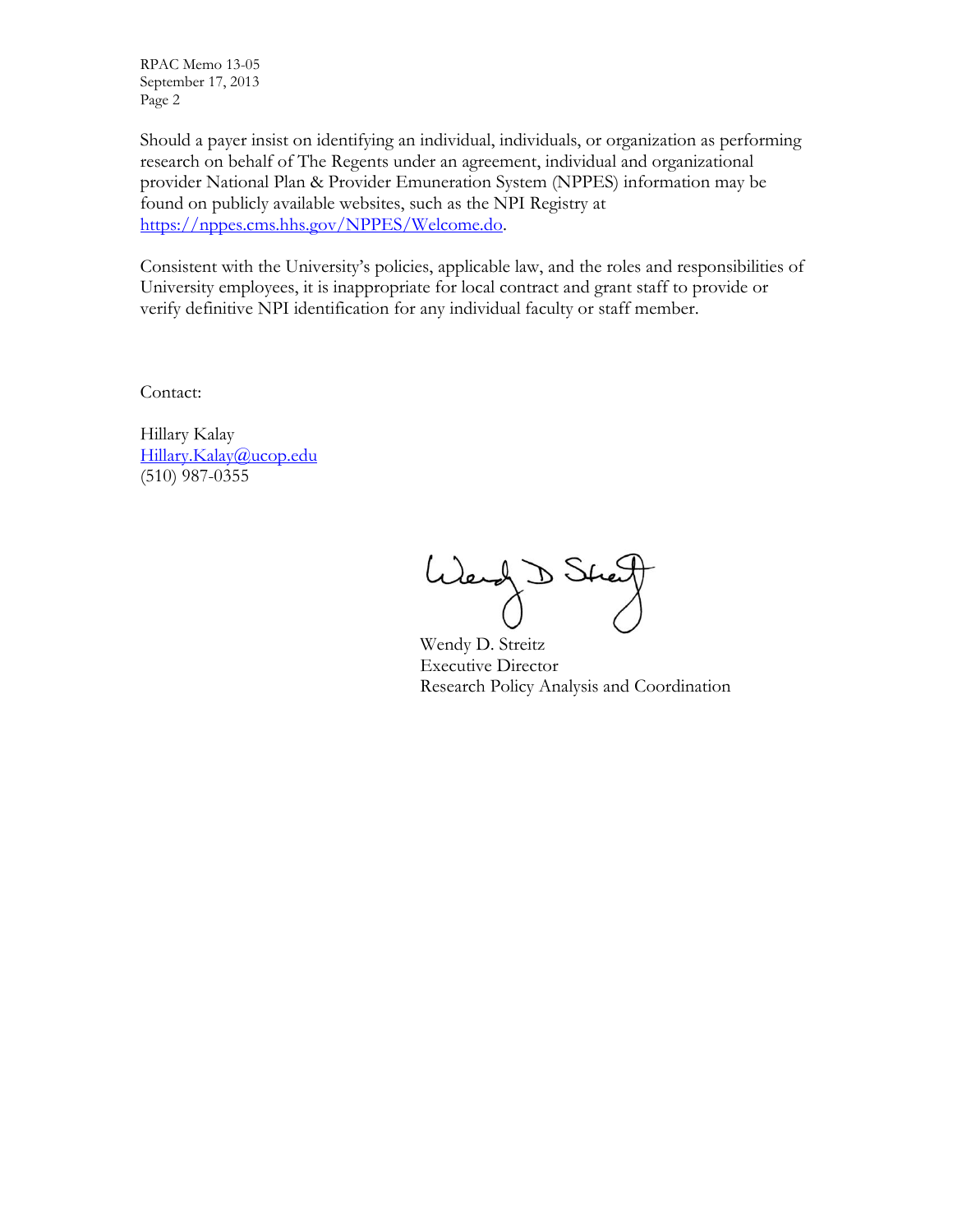Should a payer insist on identifying an individual, individuals, or organization as performing research on behalf of The Regents under an agreement, individual and organizational provider National Plan & Provider Emuneration System (NPPES) information may be found on publicly available websites, such as the NPI Registry at https://nppes.cms.hhs.gov/NPPES/Welcome.do.

Consistent with the University's policies, applicable law, and the roles and responsibilities of University employees, it is inappropriate for local contract and grant staff to provide or verify definitive NPI identification for any individual faculty or staff member.

Contact:

Hillary Kalay
Hillary.Kalay@ucop.edu
(510) 987-0355

Wendy D. Streitz
Executive Director
Research Policy Analysis and Coordination